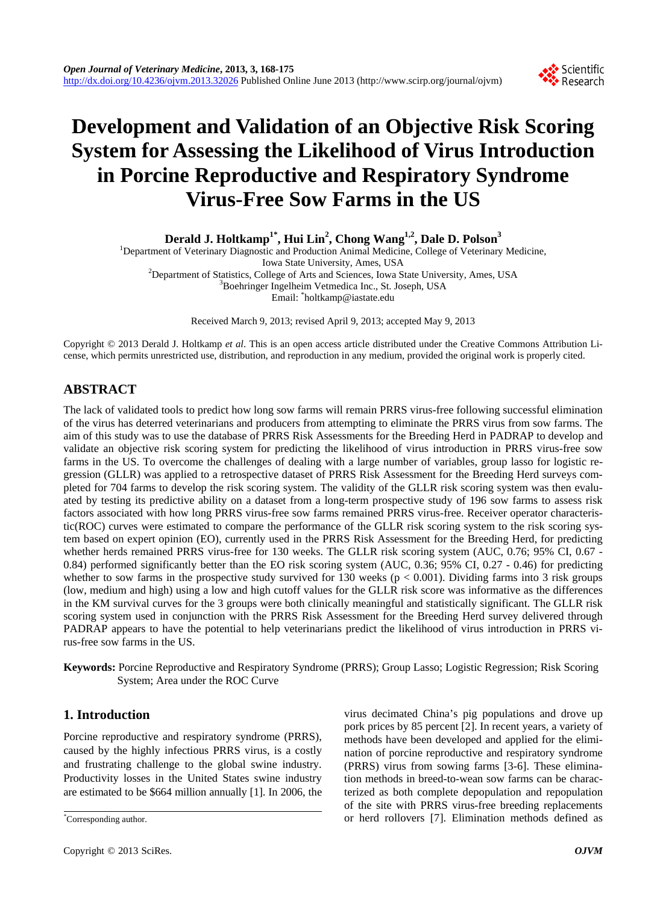# Development and Validation of an Objective Risk Scoring System for Assessing the Likelihood of Virus Introduction in Porcine Reproductive and Respiratory Syndrome Virus-Free Sow Farms in the US

**Derald J. Holtkamp[1*], Hui Lin[2], Chong Wang[1,2], Dale D. Polson[3]**

[1]Department of Veterinary Diagnostic and Production Animal Medicine, College of Veterinary Medicine, Iowa State University, Ames, USA
[2]Department of Statistics, College of Arts and Sciences, Iowa State University, Ames, USA
[3]Boehringer Ingelheim Vetmedica Inc., St. Joseph, USA
Email: *holtkamp@iastate.edu

Received March 9, 2013; revised April 9, 2013; accepted May 9, 2013

Copyright © 2013 Derald J. Holtkamp *et al*. This is an open access article distributed under the Creative Commons Attribution License, which permits unrestricted use, distribution, and reproduction in any medium, provided the original work is properly cited.

## ABSTRACT

The lack of validated tools to predict how long sow farms will remain PRRS virus-free following successful elimination of the virus has deterred veterinarians and producers from attempting to eliminate the PRRS virus from sow farms. The aim of this study was to use the database of PRRS Risk Assessments for the Breeding Herd in PADRAP to develop and validate an objective risk scoring system for predicting the likelihood of virus introduction in PRRS virus-free sow farms in the US. To overcome the challenges of dealing with a large number of variables, group lasso for logistic regression (GLLR) was applied to a retrospective dataset of PRRS Risk Assessment for the Breeding Herd surveys completed for 704 farms to develop the risk scoring system. The validity of the GLLR risk scoring system was then evaluated by testing its predictive ability on a dataset from a long-term prospective study of 196 sow farms to assess risk factors associated with how long PRRS virus-free sow farms remained PRRS virus-free. Receiver operator characteristic(ROC) curves were estimated to compare the performance of the GLLR risk scoring system to the risk scoring system based on expert opinion (EO), currently used in the PRRS Risk Assessment for the Breeding Herd, for predicting whether herds remained PRRS virus-free for 130 weeks. The GLLR risk scoring system (AUC, 0.76; 95% CI, 0.67 - 0.84) performed significantly better than the EO risk scoring system (AUC, 0.36; 95% CI, 0.27 - 0.46) for predicting whether to sow farms in the prospective study survived for 130 weeks ($p < 0.001$). Dividing farms into 3 risk groups (low, medium and high) using a low and high cutoff values for the GLLR risk score was informative as the differences in the KM survival curves for the 3 groups were both clinically meaningful and statistically significant. The GLLR risk scoring system used in conjunction with the PRRS Risk Assessment for the Breeding Herd survey delivered through PADRAP appears to have the potential to help veterinarians predict the likelihood of virus introduction in PRRS virus-free sow farms in the US.

**Keywords:** Porcine Reproductive and Respiratory Syndrome (PRRS); Group Lasso; Logistic Regression; Risk Scoring System; Area under the ROC Curve

## 1. Introduction

Porcine reproductive and respiratory syndrome (PRRS), caused by the highly infectious PRRS virus, is a costly and frustrating challenge to the global swine industry. Productivity losses in the United States swine industry are estimated to be $664 million annually [1]. In 2006, the virus decimated China's pig populations and drove up pork prices by 85 percent [2]. In recent years, a variety of methods have been developed and applied for the elimination of porcine reproductive and respiratory syndrome (PRRS) virus from sowing farms [3-6]. These elimination methods in breed-to-wean sow farms can be characterized as both complete depopulation and repopulation of the site with PRRS virus-free breeding replacements or herd rollovers [7]. Elimination methods defined as

*Corresponding author.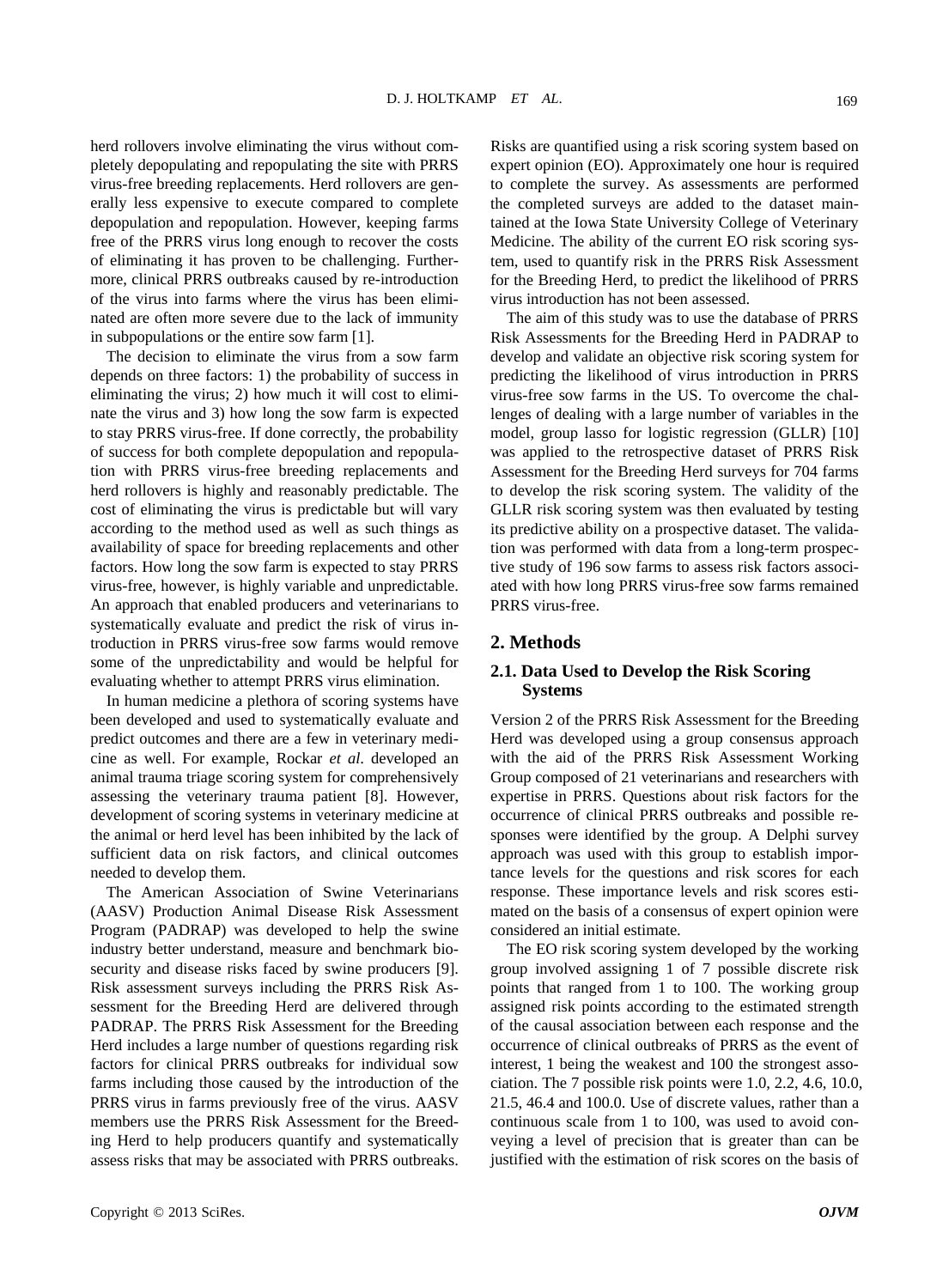herd rollovers involve eliminating the virus without completely depopulating and repopulating the site with PRRS virus-free breeding replacements. Herd rollovers are generally less expensive to execute compared to complete depopulation and repopulation. However, keeping farms free of the PRRS virus long enough to recover the costs of eliminating it has proven to be challenging. Furthermore, clinical PRRS outbreaks caused by re-introduction of the virus into farms where the virus has been eliminated are often more severe due to the lack of immunity in subpopulations or the entire sow farm [1].

The decision to eliminate the virus from a sow farm depends on three factors: 1) the probability of success in eliminating the virus; 2) how much it will cost to eliminate the virus and 3) how long the sow farm is expected to stay PRRS virus-free. If done correctly, the probability of success for both complete depopulation and repopulation with PRRS virus-free breeding replacements and herd rollovers is highly and reasonably predictable. The cost of eliminating the virus is predictable but will vary according to the method used as well as such things as availability of space for breeding replacements and other factors. How long the sow farm is expected to stay PRRS virus-free, however, is highly variable and unpredictable. An approach that enabled producers and veterinarians to systematically evaluate and predict the risk of virus introduction in PRRS virus-free sow farms would remove some of the unpredictability and would be helpful for evaluating whether to attempt PRRS virus elimination.

In human medicine a plethora of scoring systems have been developed and used to systematically evaluate and predict outcomes and there are a few in veterinary medicine as well. For example, Rockar *et al*. developed an animal trauma triage scoring system for comprehensively assessing the veterinary trauma patient [8]. However, development of scoring systems in veterinary medicine at the animal or herd level has been inhibited by the lack of sufficient data on risk factors, and clinical outcomes needed to develop them.

The American Association of Swine Veterinarians (AASV) Production Animal Disease Risk Assessment Program (PADRAP) was developed to help the swine industry better understand, measure and benchmark biosecurity and disease risks faced by swine producers [9]. Risk assessment surveys including the PRRS Risk Assessment for the Breeding Herd are delivered through PADRAP. The PRRS Risk Assessment for the Breeding Herd includes a large number of questions regarding risk factors for clinical PRRS outbreaks for individual sow farms including those caused by the introduction of the PRRS virus in farms previously free of the virus. AASV members use the PRRS Risk Assessment for the Breeding Herd to help producers quantify and systematically assess risks that may be associated with PRRS outbreaks. Risks are quantified using a risk scoring system based on expert opinion (EO). Approximately one hour is required to complete the survey. As assessments are performed the completed surveys are added to the dataset maintained at the Iowa State University College of Veterinary Medicine. The ability of the current EO risk scoring system, used to quantify risk in the PRRS Risk Assessment for the Breeding Herd, to predict the likelihood of PRRS virus introduction has not been assessed.

The aim of this study was to use the database of PRRS Risk Assessments for the Breeding Herd in PADRAP to develop and validate an objective risk scoring system for predicting the likelihood of virus introduction in PRRS virus-free sow farms in the US. To overcome the challenges of dealing with a large number of variables in the model, group lasso for logistic regression (GLLR) [10] was applied to the retrospective dataset of PRRS Risk Assessment for the Breeding Herd surveys for 704 farms to develop the risk scoring system. The validity of the GLLR risk scoring system was then evaluated by testing its predictive ability on a prospective dataset. The validation was performed with data from a long-term prospective study of 196 sow farms to assess risk factors associated with how long PRRS virus-free sow farms remained PRRS virus-free.

## 2. Methods

### 2.1. Data Used to Develop the Risk Scoring Systems

Version 2 of the PRRS Risk Assessment for the Breeding Herd was developed using a group consensus approach with the aid of the PRRS Risk Assessment Working Group composed of 21 veterinarians and researchers with expertise in PRRS. Questions about risk factors for the occurrence of clinical PRRS outbreaks and possible responses were identified by the group. A Delphi survey approach was used with this group to establish importance levels for the questions and risk scores for each response. These importance levels and risk scores estimated on the basis of a consensus of expert opinion were considered an initial estimate.

The EO risk scoring system developed by the working group involved assigning 1 of 7 possible discrete risk points that ranged from 1 to 100. The working group assigned risk points according to the estimated strength of the causal association between each response and the occurrence of clinical outbreaks of PRRS as the event of interest, 1 being the weakest and 100 the strongest association. The 7 possible risk points were 1.0, 2.2, 4.6, 10.0, 21.5, 46.4 and 100.0. Use of discrete values, rather than a continuous scale from 1 to 100, was used to avoid conveying a level of precision that is greater than can be justified with the estimation of risk scores on the basis of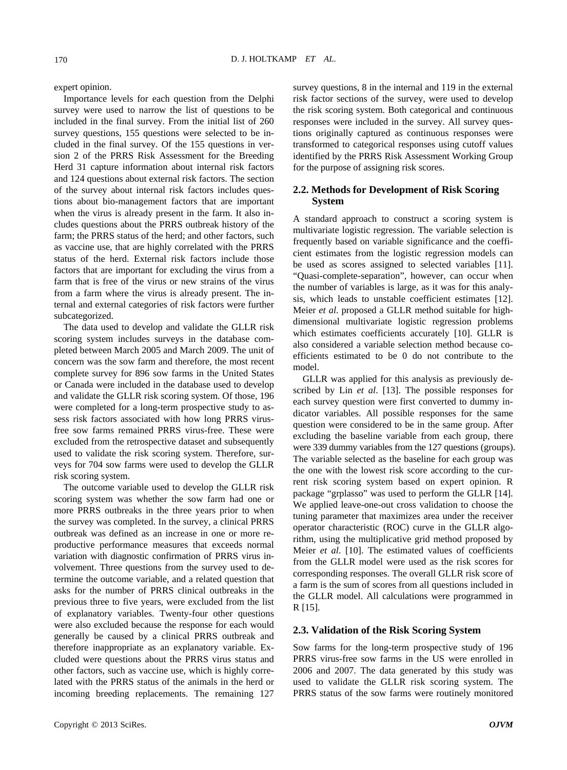expert opinion.

Importance levels for each question from the Delphi survey were used to narrow the list of questions to be included in the final survey. From the initial list of 260 survey questions, 155 questions were selected to be included in the final survey. Of the 155 questions in version 2 of the PRRS Risk Assessment for the Breeding Herd 31 capture information about internal risk factors and 124 questions about external risk factors. The section of the survey about internal risk factors includes questions about bio-management factors that are important when the virus is already present in the farm. It also includes questions about the PRRS outbreak history of the farm; the PRRS status of the herd; and other factors, such as vaccine use, that are highly correlated with the PRRS status of the herd. External risk factors include those factors that are important for excluding the virus from a farm that is free of the virus or new strains of the virus from a farm where the virus is already present. The internal and external categories of risk factors were further subcategorized.

The data used to develop and validate the GLLR risk scoring system includes surveys in the database completed between March 2005 and March 2009. The unit of concern was the sow farm and therefore, the most recent complete survey for 896 sow farms in the United States or Canada were included in the database used to develop and validate the GLLR risk scoring system. Of those, 196 were completed for a long-term prospective study to assess risk factors associated with how long PRRS virus-free sow farms remained PRRS virus-free. These were excluded from the retrospective dataset and subsequently used to validate the risk scoring system. Therefore, surveys for 704 sow farms were used to develop the GLLR risk scoring system.

The outcome variable used to develop the GLLR risk scoring system was whether the sow farm had one or more PRRS outbreaks in the three years prior to when the survey was completed. In the survey, a clinical PRRS outbreak was defined as an increase in one or more reproductive performance measures that exceeds normal variation with diagnostic confirmation of PRRS virus involvement. Three questions from the survey used to determine the outcome variable, and a related question that asks for the number of PRRS clinical outbreaks in the previous three to five years, were excluded from the list of explanatory variables. Twenty-four other questions were also excluded because the response for each would generally be caused by a clinical PRRS outbreak and therefore inappropriate as an explanatory variable. Excluded were questions about the PRRS virus status and other factors, such as vaccine use, which is highly correlated with the PRRS status of the animals in the herd or incoming breeding replacements. The remaining 127 survey questions, 8 in the internal and 119 in the external risk factor sections of the survey, were used to develop the risk scoring system. Both categorical and continuous responses were included in the survey. All survey questions originally captured as continuous responses were transformed to categorical responses using cutoff values identified by the PRRS Risk Assessment Working Group for the purpose of assigning risk scores.

## 2.2. Methods for Development of Risk Scoring System

A standard approach to construct a scoring system is multivariate logistic regression. The variable selection is frequently based on variable significance and the coefficient estimates from the logistic regression models can be used as scores assigned to selected variables [11]. "Quasi-complete-separation", however, can occur when the number of variables is large, as it was for this analysis, which leads to unstable coefficient estimates [12]. Meier *et al*. proposed a GLLR method suitable for high-dimensional multivariate logistic regression problems which estimates coefficients accurately [10]. GLLR is also considered a variable selection method because coefficients estimated to be 0 do not contribute to the model.

GLLR was applied for this analysis as previously described by Lin *et al*. [13]. The possible responses for each survey question were first converted to dummy indicator variables. All possible responses for the same question were considered to be in the same group. After excluding the baseline variable from each group, there were 339 dummy variables from the 127 questions (groups). The variable selected as the baseline for each group was the one with the lowest risk score according to the current risk scoring system based on expert opinion. R package "grplasso" was used to perform the GLLR [14]. We applied leave-one-out cross validation to choose the tuning parameter that maximizes area under the receiver operator characteristic (ROC) curve in the GLLR algorithm, using the multiplicative grid method proposed by Meier *et al*. [10]. The estimated values of coefficients from the GLLR model were used as the risk scores for corresponding responses. The overall GLLR risk score of a farm is the sum of scores from all questions included in the GLLR model. All calculations were programmed in R [15].

## 2.3. Validation of the Risk Scoring System

Sow farms for the long-term prospective study of 196 PRRS virus-free sow farms in the US were enrolled in 2006 and 2007. The data generated by this study was used to validate the GLLR risk scoring system. The PRRS status of the sow farms were routinely monitored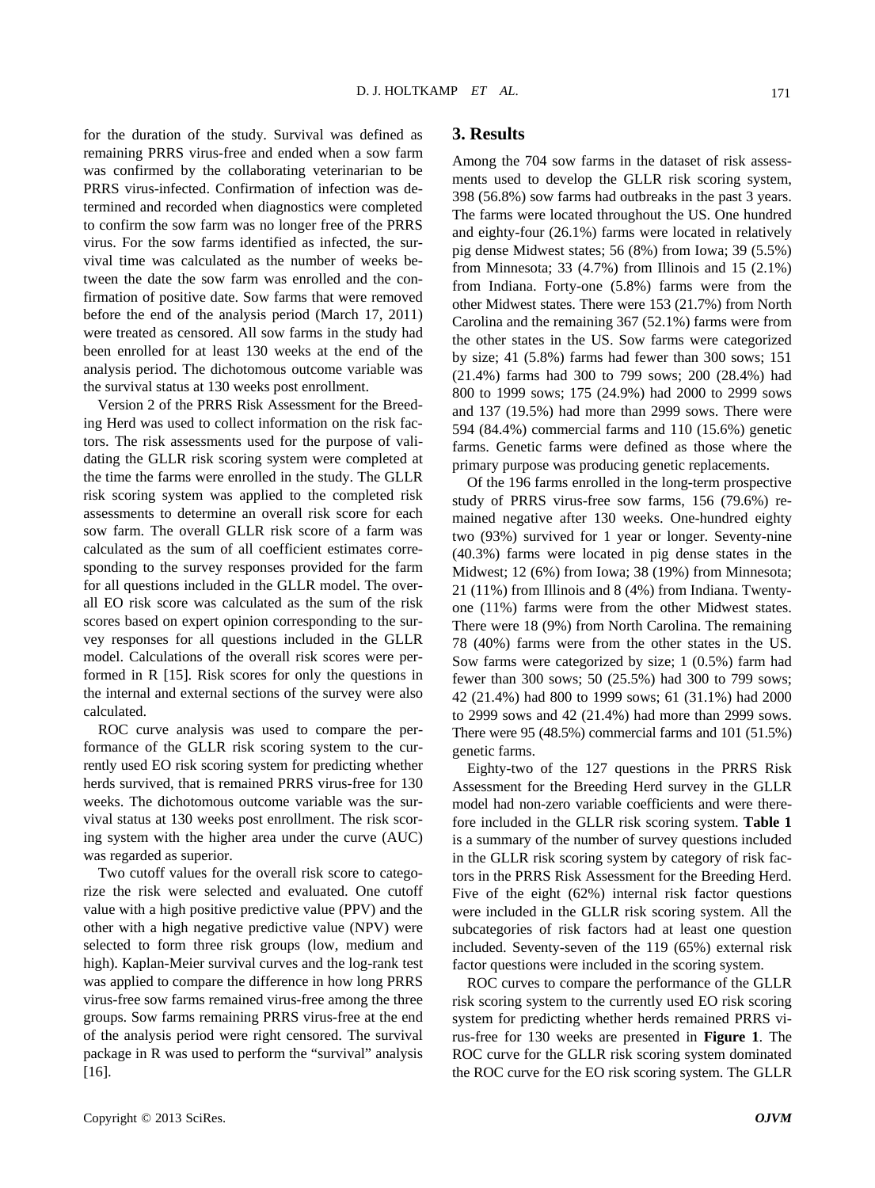for the duration of the study. Survival was defined as remaining PRRS virus-free and ended when a sow farm was confirmed by the collaborating veterinarian to be PRRS virus-infected. Confirmation of infection was determined and recorded when diagnostics were completed to confirm the sow farm was no longer free of the PRRS virus. For the sow farms identified as infected, the survival time was calculated as the number of weeks between the date the sow farm was enrolled and the confirmation of positive date. Sow farms that were removed before the end of the analysis period (March 17, 2011) were treated as censored. All sow farms in the study had been enrolled for at least 130 weeks at the end of the analysis period. The dichotomous outcome variable was the survival status at 130 weeks post enrollment.

Version 2 of the PRRS Risk Assessment for the Breeding Herd was used to collect information on the risk factors. The risk assessments used for the purpose of validating the GLLR risk scoring system were completed at the time the farms were enrolled in the study. The GLLR risk scoring system was applied to the completed risk assessments to determine an overall risk score for each sow farm. The overall GLLR risk score of a farm was calculated as the sum of all coefficient estimates corresponding to the survey responses provided for the farm for all questions included in the GLLR model. The overall EO risk score was calculated as the sum of the risk scores based on expert opinion corresponding to the survey responses for all questions included in the GLLR model. Calculations of the overall risk scores were performed in R [15]. Risk scores for only the questions in the internal and external sections of the survey were also calculated.

ROC curve analysis was used to compare the performance of the GLLR risk scoring system to the currently used EO risk scoring system for predicting whether herds survived, that is remained PRRS virus-free for 130 weeks. The dichotomous outcome variable was the survival status at 130 weeks post enrollment. The risk scoring system with the higher area under the curve (AUC) was regarded as superior.

Two cutoff values for the overall risk score to categorize the risk were selected and evaluated. One cutoff value with a high positive predictive value (PPV) and the other with a high negative predictive value (NPV) were selected to form three risk groups (low, medium and high). Kaplan-Meier survival curves and the log-rank test was applied to compare the difference in how long PRRS virus-free sow farms remained virus-free among the three groups. Sow farms remaining PRRS virus-free at the end of the analysis period were right censored. The survival package in R was used to perform the "survival" analysis [16].

## 3. Results

Among the 704 sow farms in the dataset of risk assessments used to develop the GLLR risk scoring system, 398 (56.8%) sow farms had outbreaks in the past 3 years. The farms were located throughout the US. One hundred and eighty-four (26.1%) farms were located in relatively pig dense Midwest states; 56 (8%) from Iowa; 39 (5.5%) from Minnesota; 33 (4.7%) from Illinois and 15 (2.1%) from Indiana. Forty-one (5.8%) farms were from the other Midwest states. There were 153 (21.7%) from North Carolina and the remaining 367 (52.1%) farms were from the other states in the US. Sow farms were categorized by size; 41 (5.8%) farms had fewer than 300 sows; 151 (21.4%) farms had 300 to 799 sows; 200 (28.4%) had 800 to 1999 sows; 175 (24.9%) had 2000 to 2999 sows and 137 (19.5%) had more than 2999 sows. There were 594 (84.4%) commercial farms and 110 (15.6%) genetic farms. Genetic farms were defined as those where the primary purpose was producing genetic replacements.

Of the 196 farms enrolled in the long-term prospective study of PRRS virus-free sow farms, 156 (79.6%) remained negative after 130 weeks. One-hundred eighty two (93%) survived for 1 year or longer. Seventy-nine (40.3%) farms were located in pig dense states in the Midwest; 12 (6%) from Iowa; 38 (19%) from Minnesota; 21 (11%) from Illinois and 8 (4%) from Indiana. Twenty-one (11%) farms were from the other Midwest states. There were 18 (9%) from North Carolina. The remaining 78 (40%) farms were from the other states in the US. Sow farms were categorized by size; 1 (0.5%) farm had fewer than 300 sows; 50 (25.5%) had 300 to 799 sows; 42 (21.4%) had 800 to 1999 sows; 61 (31.1%) had 2000 to 2999 sows and 42 (21.4%) had more than 2999 sows. There were 95 (48.5%) commercial farms and 101 (51.5%) genetic farms.

Eighty-two of the 127 questions in the PRRS Risk Assessment for the Breeding Herd survey in the GLLR model had non-zero variable coefficients and were therefore included in the GLLR risk scoring system. **Table 1** is a summary of the number of survey questions included in the GLLR risk scoring system by category of risk factors in the PRRS Risk Assessment for the Breeding Herd. Five of the eight (62%) internal risk factor questions were included in the GLLR risk scoring system. All the subcategories of risk factors had at least one question included. Seventy-seven of the 119 (65%) external risk factor questions were included in the scoring system.

ROC curves to compare the performance of the GLLR risk scoring system to the currently used EO risk scoring system for predicting whether herds remained PRRS virus-free for 130 weeks are presented in **Figure 1**. The ROC curve for the GLLR risk scoring system dominated the ROC curve for the EO risk scoring system. The GLLR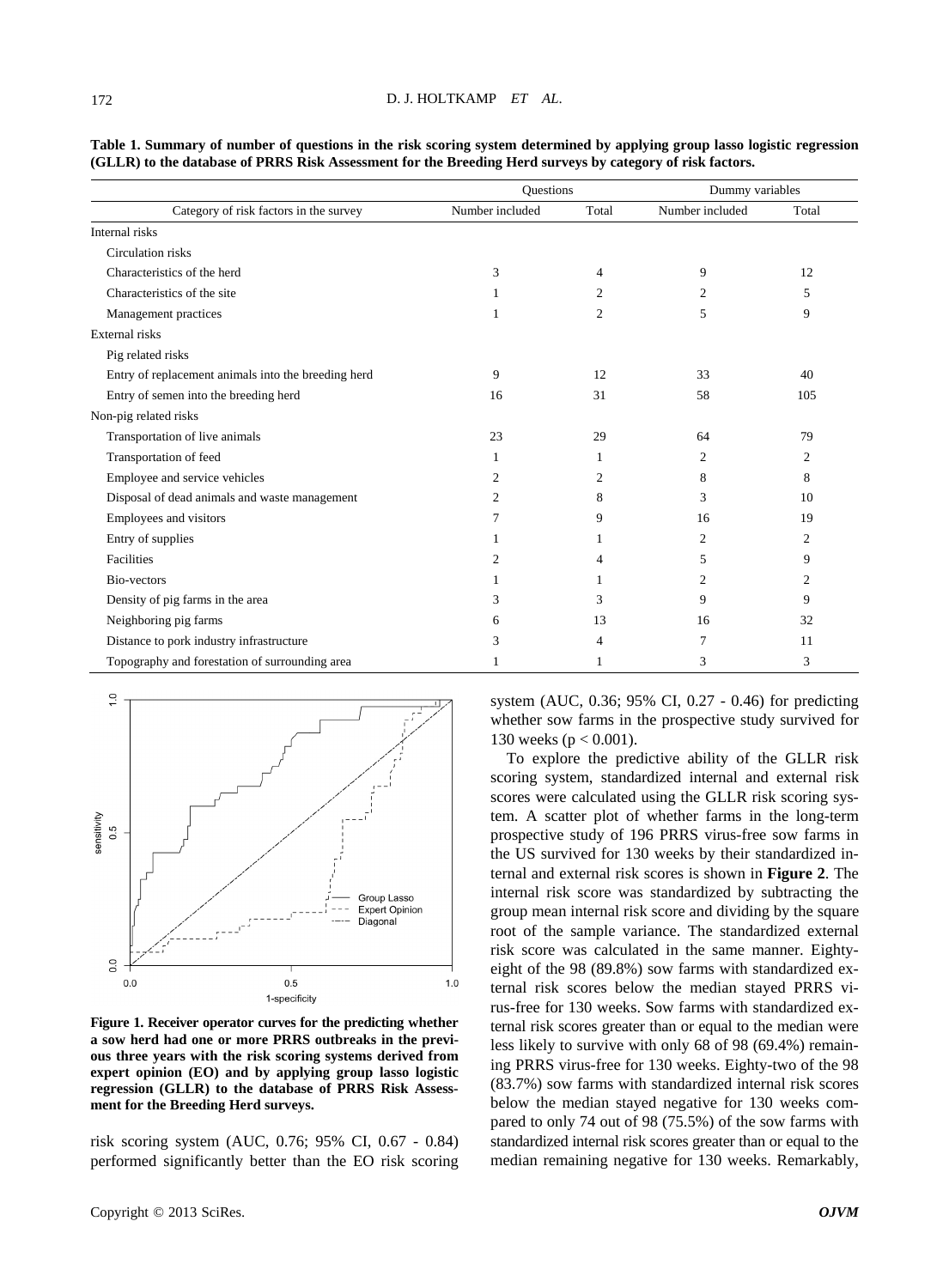**Table 1. Summary of number of questions in the risk scoring system determined by applying group lasso logistic regression (GLLR) to the database of PRRS Risk Assessment for the Breeding Herd surveys by category of risk factors.**

| | Questions | | Dummy variables | |
|---|---|---|---|---|
| Category of risk factors in the survey | Number included | Total | Number included | Total |
| Internal risks | | | | |
| Circulation risks | | | | |
| Characteristics of the herd | 3 | 4 | 9 | 12 |
| Characteristics of the site | 1 | 2 | 2 | 5 |
| Management practices | 1 | 2 | 5 | 9 |
| External risks | | | | |
| Pig related risks | | | | |
| Entry of replacement animals into the breeding herd | 9 | 12 | 33 | 40 |
| Entry of semen into the breeding herd | 16 | 31 | 58 | 105 |
| Non-pig related risks | | | | |
| Transportation of live animals | 23 | 29 | 64 | 79 |
| Transportation of feed | 1 | 1 | 2 | 2 |
| Employee and service vehicles | 2 | 2 | 8 | 8 |
| Disposal of dead animals and waste management | 2 | 8 | 3 | 10 |
| Employees and visitors | 7 | 9 | 16 | 19 |
| Entry of supplies | 1 | 1 | 2 | 2 |
| Facilities | 2 | 4 | 5 | 9 |
| Bio-vectors | 1 | 1 | 2 | 2 |
| Density of pig farms in the area | 3 | 3 | 9 | 9 |
| Neighboring pig farms | 6 | 13 | 16 | 32 |
| Distance to pork industry infrastructure | 3 | 4 | 7 | 11 |
| Topography and forestation of surrounding area | 1 | 1 | 3 | 3 |

**Figure 1. Receiver operator curves for the predicting whether a sow herd had one or more PRRS outbreaks in the previous three years with the risk scoring systems derived from expert opinion (EO) and by applying group lasso logistic regression (GLLR) to the database of PRRS Risk Assessment for the Breeding Herd surveys.**

risk scoring system (AUC, 0.76; 95% CI, 0.67 - 0.84) performed significantly better than the EO risk scoring system (AUC, 0.36; 95% CI, 0.27 - 0.46) for predicting whether sow farms in the prospective study survived for 130 weeks ($p < 0.001$).

To explore the predictive ability of the GLLR risk scoring system, standardized internal and external risk scores were calculated using the GLLR risk scoring system. A scatter plot of whether farms in the long-term prospective study of 196 PRRS virus-free sow farms in the US survived for 130 weeks by their standardized internal and external risk scores is shown in **Figure 2**. The internal risk score was standardized by subtracting the group mean internal risk score and dividing by the square root of the sample variance. The standardized external risk score was calculated in the same manner. Eighty-eight of the 98 (89.8%) sow farms with standardized external risk scores below the median stayed PRRS virus-free for 130 weeks. Sow farms with standardized external risk scores greater than or equal to the median were less likely to survive with only 68 of 98 (69.4%) remaining PRRS virus-free for 130 weeks. Eighty-two of the 98 (83.7%) sow farms with standardized internal risk scores below the median stayed negative for 130 weeks compared to only 74 out of 98 (75.5%) of the sow farms with standardized internal risk scores greater than or equal to the median remaining negative for 130 weeks. Remarkably,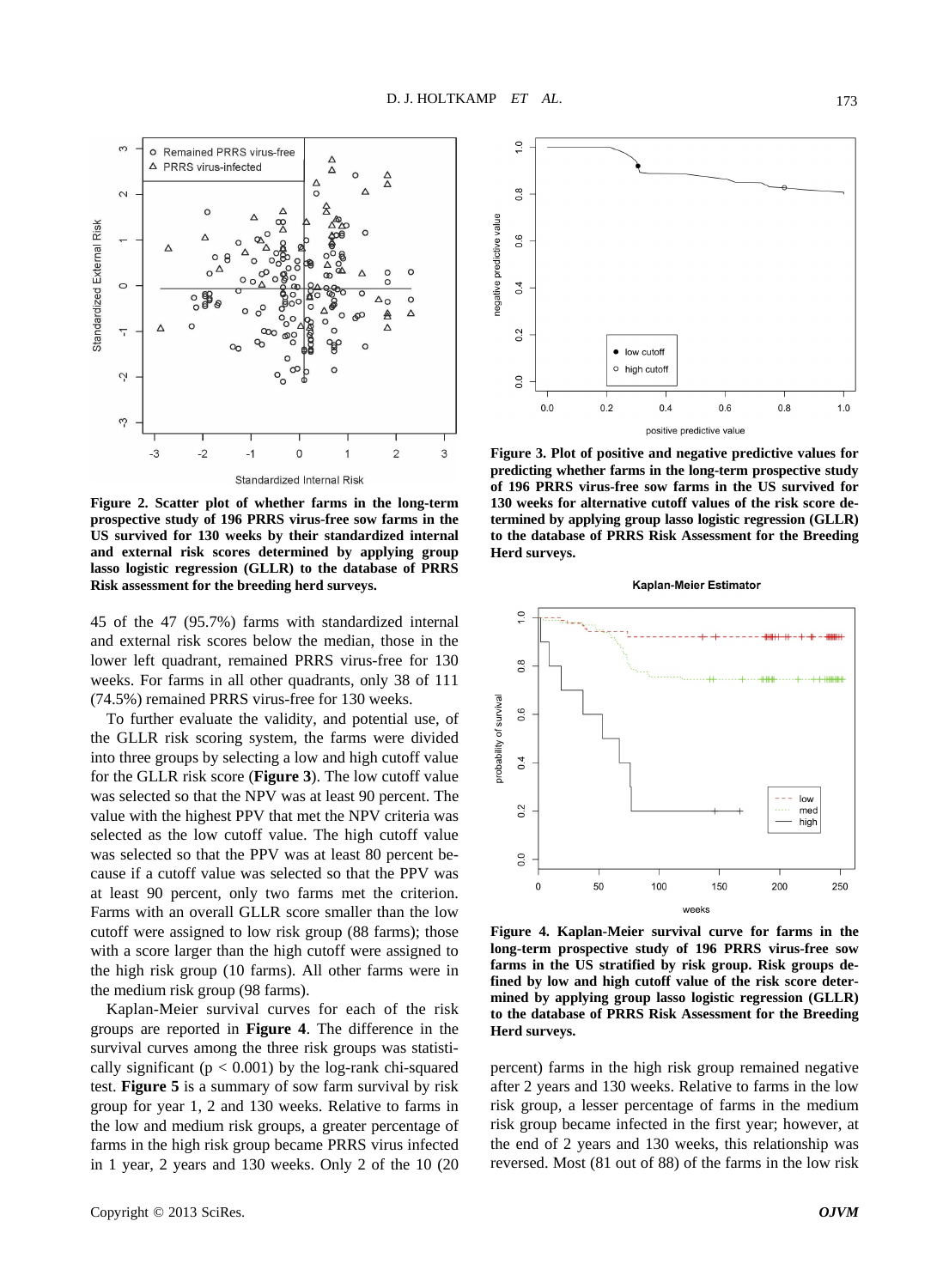**Figure 2. Scatter plot of whether farms in the long-term prospective study of 196 PRRS virus-free sow farms in the US survived for 130 weeks by their standardized internal and external risk scores determined by applying group lasso logistic regression (GLLR) to the database of PRRS Risk assessment for the breeding herd surveys.**

45 of the 47 (95.7%) farms with standardized internal and external risk scores below the median, those in the lower left quadrant, remained PRRS virus-free for 130 weeks. For farms in all other quadrants, only 38 of 111 (74.5%) remained PRRS virus-free for 130 weeks.

To further evaluate the validity, and potential use, of the GLLR risk scoring system, the farms were divided into three groups by selecting a low and high cutoff value for the GLLR risk score (**Figure 3**). The low cutoff value was selected so that the NPV was at least 90 percent. The value with the highest PPV that met the NPV criteria was selected as the low cutoff value. The high cutoff value was selected so that the PPV was at least 80 percent because if a cutoff value was selected so that the PPV was at least 90 percent, only two farms met the criterion. Farms with an overall GLLR score smaller than the low cutoff were assigned to low risk group (88 farms); those with a score larger than the high cutoff were assigned to the high risk group (10 farms). All other farms were in the medium risk group (98 farms).

Kaplan-Meier survival curves for each of the risk groups are reported in **Figure 4**. The difference in the survival curves among the three risk groups was statistically significant ($p < 0.001$) by the log-rank chi-squared test. **Figure 5** is a summary of sow farm survival by risk group for year 1, 2 and 130 weeks. Relative to farms in the low and medium risk groups, a greater percentage of farms in the high risk group became PRRS virus infected in 1 year, 2 years and 130 weeks. Only 2 of the 10 (20 percent) farms in the high risk group remained negative after 2 years and 130 weeks. Relative to farms in the low risk group, a lesser percentage of farms in the medium risk group became infected in the first year; however, at the end of 2 years and 130 weeks, this relationship was reversed. Most (81 out of 88) of the farms in the low risk

**Figure 3. Plot of positive and negative predictive values for predicting whether farms in the long-term prospective study of 196 PRRS virus-free sow farms in the US survived for 130 weeks for alternative cutoff values of the risk score determined by applying group lasso logistic regression (GLLR) to the database of PRRS Risk Assessment for the Breeding Herd surveys.**

**Figure 4. Kaplan-Meier survival curve for farms in the long-term prospective study of 196 PRRS virus-free sow farms in the US stratified by risk group. Risk groups defined by low and high cutoff value of the risk score determined by applying group lasso logistic regression (GLLR) to the database of PRRS Risk Assessment for the Breeding Herd surveys.**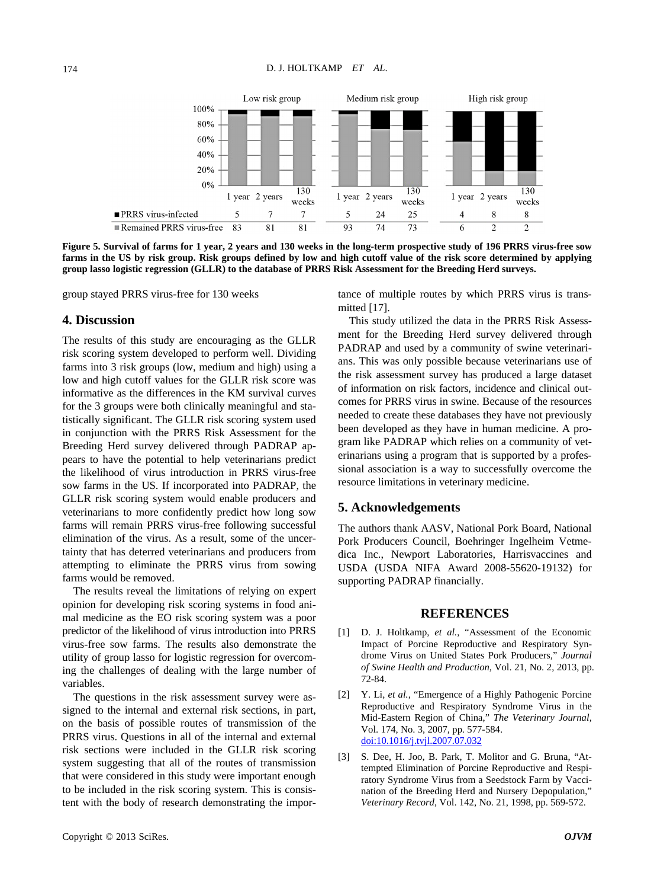| | Low risk group | | | Medium risk group | | | High risk group | | |
|---|---|---|---|---|---|---|---|---|---|
| | 1 year | 2 years | 130 weeks | 1 year | 2 years | 130 weeks | 1 year | 2 years | 130 weeks |
| ■PRRS virus-infected | 5 | 7 | 7 | 5 | 24 | 25 | 4 | 8 | 8 |
| ■Remained PRRS virus-free | 83 | 81 | 81 | 93 | 74 | 73 | 6 | 2 | 2 |

**Figure 5. Survival of farms for 1 year, 2 years and 130 weeks in the long-term prospective study of 196 PRRS virus-free sow farms in the US by risk group. Risk groups defined by low and high cutoff value of the risk score determined by applying group lasso logistic regression (GLLR) to the database of PRRS Risk Assessment for the Breeding Herd surveys.**

group stayed PRRS virus-free for 130 weeks

## 4. Discussion

The results of this study are encouraging as the GLLR risk scoring system developed to perform well. Dividing farms into 3 risk groups (low, medium and high) using a low and high cutoff values for the GLLR risk score was informative as the differences in the KM survival curves for the 3 groups were both clinically meaningful and statistically significant. The GLLR risk scoring system used in conjunction with the PRRS Risk Assessment for the Breeding Herd survey delivered through PADRAP appears to have the potential to help veterinarians predict the likelihood of virus introduction in PRRS virus-free sow farms in the US. If incorporated into PADRAP, the GLLR risk scoring system would enable producers and veterinarians to more confidently predict how long sow farms will remain PRRS virus-free following successful elimination of the virus. As a result, some of the uncertainty that has deterred veterinarians and producers from attempting to eliminate the PRRS virus from sowing farms would be removed.

The results reveal the limitations of relying on expert opinion for developing risk scoring systems in food animal medicine as the EO risk scoring system was a poor predictor of the likelihood of virus introduction into PRRS virus-free sow farms. The results also demonstrate the utility of group lasso for logistic regression for overcoming the challenges of dealing with the large number of variables.

The questions in the risk assessment survey were assigned to the internal and external risk sections, in part, on the basis of possible routes of transmission of the PRRS virus. Questions in all of the internal and external risk sections were included in the GLLR risk scoring system suggesting that all of the routes of transmission that were considered in this study were important enough to be included in the risk scoring system. This is consistent with the body of research demonstrating the importance of multiple routes by which PRRS virus is transmitted [17].

This study utilized the data in the PRRS Risk Assessment for the Breeding Herd survey delivered through PADRAP and used by a community of swine veterinarians. This was only possible because veterinarians use of the risk assessment survey has produced a large dataset of information on risk factors, incidence and clinical outcomes for PRRS virus in swine. Because of the resources needed to create these databases they have not previously been developed as they have in human medicine. A program like PADRAP which relies on a community of veterinarians using a program that is supported by a professional association is a way to successfully overcome the resource limitations in veterinary medicine.

## 5. Acknowledgements

The authors thank AASV, National Pork Board, National Pork Producers Council, Boehringer Ingelheim Vetmedica Inc., Newport Laboratories, Harrisvaccines and USDA (USDA NIFA Award 2008-55620-19132) for supporting PADRAP financially.

## REFERENCES

[1] D. J. Holtkamp, *et al.*, "Assessment of the Economic Impact of Porcine Reproductive and Respiratory Syndrome Virus on United States Pork Producers," *Journal of Swine Health and Production*, Vol. 21, No. 2, 2013, pp. 72-84.

[2] Y. Li, *et al.*, "Emergence of a Highly Pathogenic Porcine Reproductive and Respiratory Syndrome Virus in the Mid-Eastern Region of China," *The Veterinary Journal*, Vol. 174, No. 3, 2007, pp. 577-584. doi:10.1016/j.tvjl.2007.07.032

[3] S. Dee, H. Joo, B. Park, T. Molitor and G. Bruna, "Attempted Elimination of Porcine Reproductive and Respiratory Syndrome Virus from a Seedstock Farm by Vaccination of the Breeding Herd and Nursery Depopulation," *Veterinary Record*, Vol. 142, No. 21, 1998, pp. 569-572.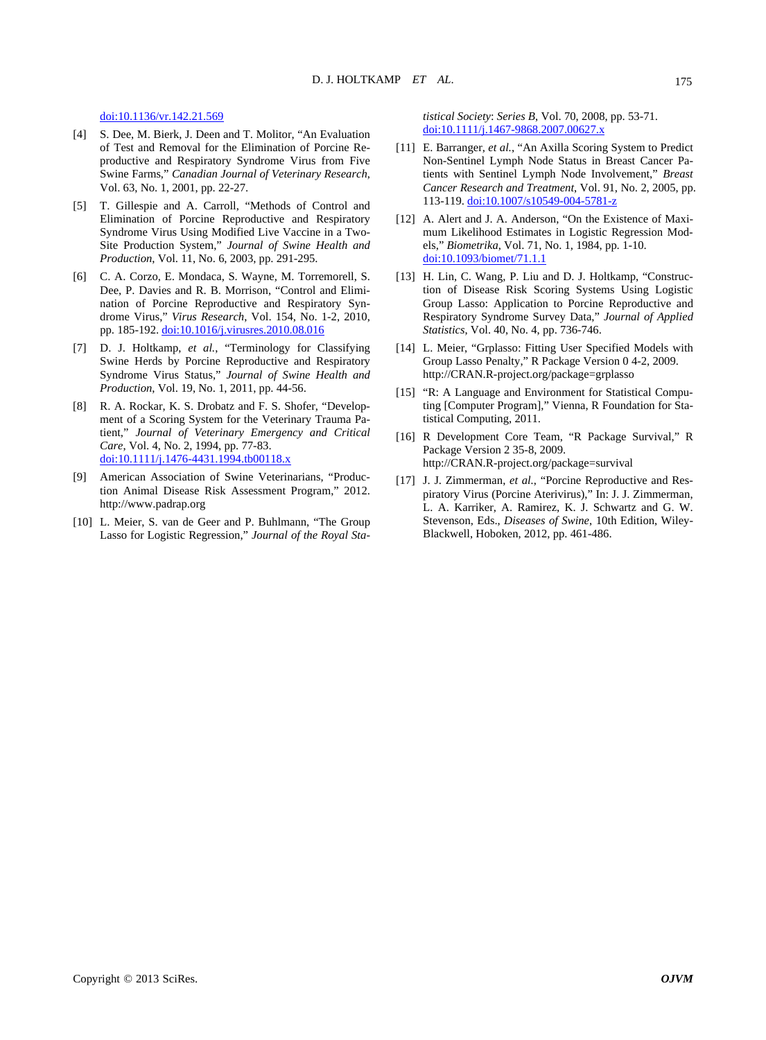doi:10.1136/vr.142.21.569

[4] S. Dee, M. Bierk, J. Deen and T. Molitor, "An Evaluation of Test and Removal for the Elimination of Porcine Reproductive and Respiratory Syndrome Virus from Five Swine Farms," *Canadian Journal of Veterinary Research*, Vol. 63, No. 1, 2001, pp. 22-27.

[5] T. Gillespie and A. Carroll, "Methods of Control and Elimination of Porcine Reproductive and Respiratory Syndrome Virus Using Modified Live Vaccine in a Two-Site Production System," *Journal of Swine Health and Production*, Vol. 11, No. 6, 2003, pp. 291-295.

[6] C. A. Corzo, E. Mondaca, S. Wayne, M. Torremorell, S. Dee, P. Davies and R. B. Morrison, "Control and Elimination of Porcine Reproductive and Respiratory Syndrome Virus," *Virus Research*, Vol. 154, No. 1-2, 2010, pp. 185-192. doi:10.1016/j.virusres.2010.08.016

[7] D. J. Holtkamp, *et al.*, "Terminology for Classifying Swine Herds by Porcine Reproductive and Respiratory Syndrome Virus Status," *Journal of Swine Health and Production*, Vol. 19, No. 1, 2011, pp. 44-56.

[8] R. A. Rockar, K. S. Drobatz and F. S. Shofer, "Development of a Scoring System for the Veterinary Trauma Patient," *Journal of Veterinary Emergency and Critical Care*, Vol. 4, No. 2, 1994, pp. 77-83. doi:10.1111/j.1476-4431.1994.tb00118.x

[9] American Association of Swine Veterinarians, "Production Animal Disease Risk Assessment Program," 2012. http://www.padrap.org

[10] L. Meier, S. van de Geer and P. Buhlmann, "The Group Lasso for Logistic Regression," *Journal of the Royal Statistical Society*: *Series B*, Vol. 70, 2008, pp. 53-71. doi:10.1111/j.1467-9868.2007.00627.x

[11] E. Barranger, *et al.*, "An Axilla Scoring System to Predict Non-Sentinel Lymph Node Status in Breast Cancer Patients with Sentinel Lymph Node Involvement," *Breast Cancer Research and Treatment*, Vol. 91, No. 2, 2005, pp. 113-119. doi:10.1007/s10549-004-5781-z

[12] A. Alert and J. A. Anderson, "On the Existence of Maximum Likelihood Estimates in Logistic Regression Models," *Biometrika*, Vol. 71, No. 1, 1984, pp. 1-10. doi:10.1093/biomet/71.1.1

[13] H. Lin, C. Wang, P. Liu and D. J. Holtkamp, "Construction of Disease Risk Scoring Systems Using Logistic Group Lasso: Application to Porcine Reproductive and Respiratory Syndrome Survey Data," *Journal of Applied Statistics*, Vol. 40, No. 4, pp. 736-746.

[14] L. Meier, "Grplasso: Fitting User Specified Models with Group Lasso Penalty," R Package Version 0 4-2, 2009. http://CRAN.R-project.org/package=grplasso

[15] "R: A Language and Environment for Statistical Computing [Computer Program]," Vienna, R Foundation for Statistical Computing, 2011.

[16] R Development Core Team, "R Package Survival," R Package Version 2 35-8, 2009. http://CRAN.R-project.org/package=survival

[17] J. J. Zimmerman, *et al.*, "Porcine Reproductive and Respiratory Virus (Porcine Aterivirus)," In: J. J. Zimmerman, L. A. Karriker, A. Ramirez, K. J. Schwartz and G. W. Stevenson, Eds., *Diseases of Swine*, 10th Edition, Wiley-Blackwell, Hoboken, 2012, pp. 461-486.